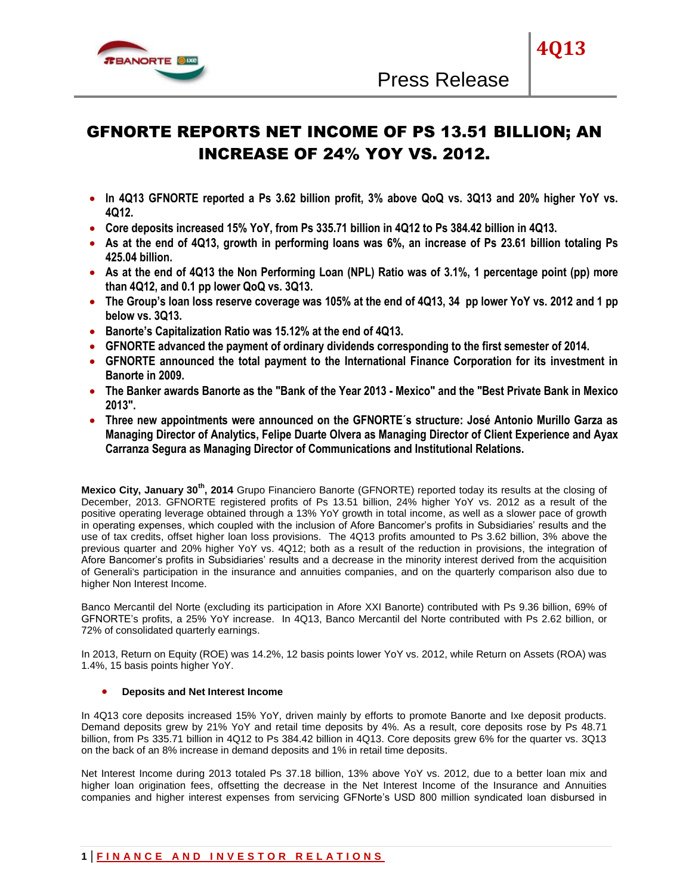# GFNORTE REPORTS NET INCOME OF PS 13.51 BILLION; AN INCREASE OF 24% YOY VS. 2012.

- **In 4Q13 GFNORTE reported a Ps 3.62 billion profit, 3% above QoQ vs. 3Q13 and 20% higher YoY vs. 4Q12.**
- **Core deposits increased 15% YoY, from Ps 335.71 billion in 4Q12 to Ps 384.42 billion in 4Q13.**
- **As at the end of 4Q13, growth in performing loans was 6%, an increase of Ps 23.61 billion totaling Ps 425.04 billion.**
- **As at the end of 4Q13 the Non Performing Loan (NPL) Ratio was of 3.1%, 1 percentage point (pp) more than 4Q12, and 0.1 pp lower QoQ vs. 3Q13.**
- **The Group's loan loss reserve coverage was 105% at the end of 4Q13, 34 pp lower YoY vs. 2012 and 1 pp below vs. 3Q13.**
- **Banorte's Capitalization Ratio was 15.12% at the end of 4Q13.**
- **GFNORTE advanced the payment of ordinary dividends corresponding to the first semester of 2014.**
- **GFNORTE announced the total payment to the International Finance Corporation for its investment in Banorte in 2009.**
- **The Banker awards Banorte as the "Bank of the Year 2013 - Mexico" and the "Best Private Bank in Mexico 2013".**
- **Three new appointments were announced on the GFNORTE´s structure: José Antonio Murillo Garza as Managing Director of Analytics, Felipe Duarte Olvera as Managing Director of Client Experience and Ayax Carranza Segura as Managing Director of Communications and Institutional Relations.**

**Mexico City, January 30th, 2014** Grupo Financiero Banorte (GFNORTE) reported today its results at the closing of December, 2013. GFNORTE registered profits of Ps 13.51 billion, 24% higher YoY vs. 2012 as a result of the positive operating leverage obtained through a 13% YoY growth in total income, as well as a slower pace of growth in operating expenses, which coupled with the inclusion of Afore Bancomer's profits in Subsidiaries' results and the use of tax credits, offset higher loan loss provisions. The 4Q13 profits amounted to Ps 3.62 billion, 3% above the previous quarter and 20% higher YoY vs. 4Q12; both as a result of the reduction in provisions, the integration of Afore Bancomer's profits in Subsidiaries' results and a decrease in the minority interest derived from the acquisition of Generali's participation in the insurance and annuities companies, and on the quarterly comparison also due to higher Non Interest Income.

Banco Mercantil del Norte (excluding its participation in Afore XXI Banorte) contributed with Ps 9.36 billion, 69% of GFNORTE's profits, a 25% YoY increase. In 4Q13, Banco Mercantil del Norte contributed with Ps 2.62 billion, or 72% of consolidated quarterly earnings.

In 2013, Return on Equity (ROE) was 14.2%, 12 basis points lower YoY vs. 2012, while Return on Assets (ROA) was 1.4%, 15 basis points higher YoY.

- **Deposits and Net Interest Income**

In 4Q13 core deposits increased 15% YoY, driven mainly by efforts to promote Banorte and Ixe deposit products. Demand deposits grew by 21% YoY and retail time deposits by 4%. As a result, core deposits rose by Ps 48.71 billion, from Ps 335.71 billion in 4Q12 to Ps 384.42 billion in 4Q13. Core deposits grew 6% for the quarter vs. 3Q13 on the back of an 8% increase in demand deposits and 1% in retail time deposits.

Net Interest Income during 2013 totaled Ps 37.18 billion, 13% above YoY vs. 2012, due to a better loan mix and higher loan origination fees, offsetting the decrease in the Net Interest Income of the Insurance and Annuities companies and higher interest expenses from servicing GFNorte's USD 800 million syndicated loan disbursed in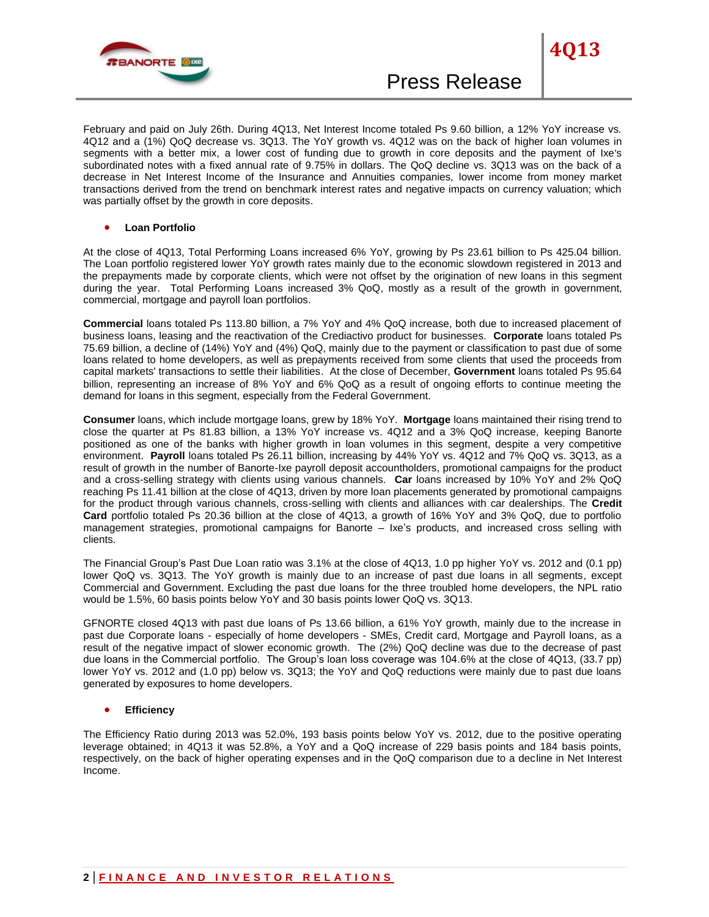February and paid on July 26th. During 4Q13, Net Interest Income totaled Ps 9.60 billion, a 12% YoY increase vs. 4Q12 and a (1%) QoQ decrease vs. 3Q13. The YoY growth vs. 4Q12 was on the back of higher loan volumes in segments with a better mix, a lower cost of funding due to growth in core deposits and the payment of Ixe's subordinated notes with a fixed annual rate of 9.75% in dollars. The QoQ decline vs. 3Q13 was on the back of a decrease in Net Interest Income of the Insurance and Annuities companies, lower income from money market transactions derived from the trend on benchmark interest rates and negative impacts on currency valuation; which was partially offset by the growth in core deposits.

- **Loan Portfolio**

At the close of 4Q13, Total Performing Loans increased 6% YoY, growing by Ps 23.61 billion to Ps 425.04 billion. The Loan portfolio registered lower YoY growth rates mainly due to the economic slowdown registered in 2013 and the prepayments made by corporate clients, which were not offset by the origination of new loans in this segment during the year. Total Performing Loans increased 3% QoQ, mostly as a result of the growth in government, commercial, mortgage and payroll loan portfolios.

**Commercial** loans totaled Ps 113.80 billion, a 7% YoY and 4% QoQ increase, both due to increased placement of business loans, leasing and the reactivation of the Crediactivo product for businesses. **Corporate** loans totaled Ps 75.69 billion, a decline of (14%) YoY and (4%) QoQ, mainly due to the payment or classification to past due of some loans related to home developers, as well as prepayments received from some clients that used the proceeds from capital markets' transactions to settle their liabilities. At the close of December, **Government** loans totaled Ps 95.64 billion, representing an increase of 8% YoY and 6% QoQ as a result of ongoing efforts to continue meeting the demand for loans in this segment, especially from the Federal Government.

**Consumer** loans, which include mortgage loans, grew by 18% YoY. **Mortgage** loans maintained their rising trend to close the quarter at Ps 81.83 billion, a 13% YoY increase vs. 4Q12 and a 3% QoQ increase, keeping Banorte positioned as one of the banks with higher growth in loan volumes in this segment, despite a very competitive environment. **Payroll** loans totaled Ps 26.11 billion, increasing by 44% YoY vs. 4Q12 and 7% QoQ vs. 3Q13, as a result of growth in the number of Banorte-Ixe payroll deposit accountholders, promotional campaigns for the product and a cross-selling strategy with clients using various channels. **Car** loans increased by 10% YoY and 2% QoQ reaching Ps 11.41 billion at the close of 4Q13, driven by more loan placements generated by promotional campaigns for the product through various channels, cross-selling with clients and alliances with car dealerships. The **Credit Card** portfolio totaled Ps 20.36 billion at the close of 4Q13, a growth of 16% YoY and 3% QoQ, due to portfolio management strategies, promotional campaigns for Banorte – Ixe's products, and increased cross selling with clients.

The Financial Group's Past Due Loan ratio was 3.1% at the close of 4Q13, 1.0 pp higher YoY vs. 2012 and (0.1 pp) lower QoQ vs. 3Q13. The YoY growth is mainly due to an increase of past due loans in all segments, except Commercial and Government. Excluding the past due loans for the three troubled home developers, the NPL ratio would be 1.5%, 60 basis points below YoY and 30 basis points lower QoQ vs. 3Q13.

GFNORTE closed 4Q13 with past due loans of Ps 13.66 billion, a 61% YoY growth, mainly due to the increase in past due Corporate loans - especially of home developers - SMEs, Credit card, Mortgage and Payroll loans, as a result of the negative impact of slower economic growth. The (2%) QoQ decline was due to the decrease of past due loans in the Commercial portfolio. The Group's loan loss coverage was 104.6% at the close of 4Q13, (33.7 pp) lower YoY vs. 2012 and (1.0 pp) below vs. 3Q13; the YoY and QoQ reductions were mainly due to past due loans generated by exposures to home developers.

- **Efficiency**

The Efficiency Ratio during 2013 was 52.0%, 193 basis points below YoY vs. 2012, due to the positive operating leverage obtained; in 4Q13 it was 52.8%, a YoY and a QoQ increase of 229 basis points and 184 basis points, respectively, on the back of higher operating expenses and in the QoQ comparison due to a decline in Net Interest Income.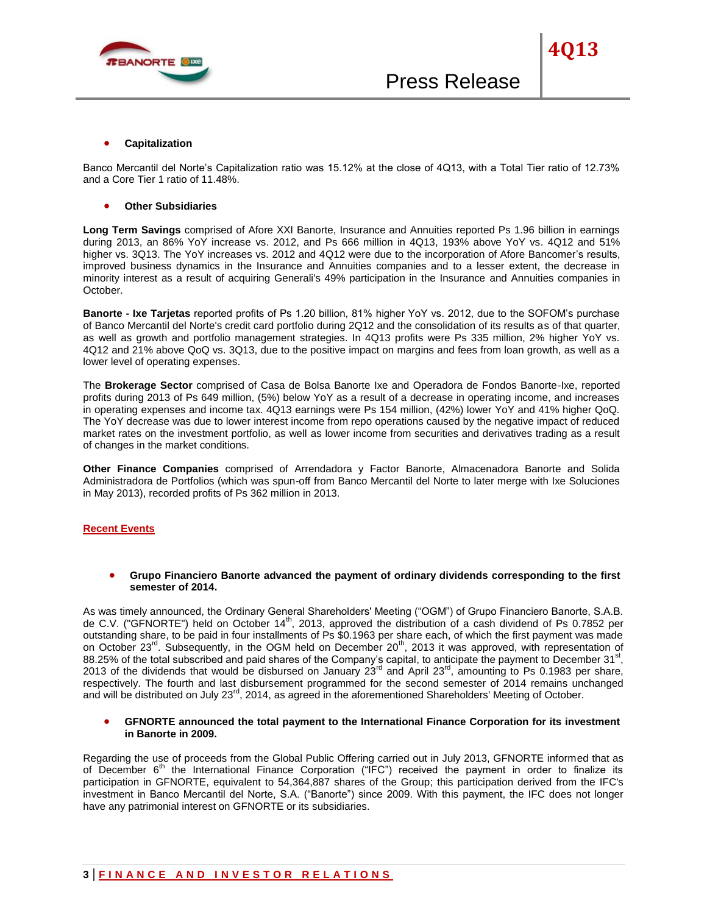- **Capitalization**

Banco Mercantil del Norte's Capitalization ratio was 15.12% at the close of 4Q13, with a Total Tier ratio of 12.73% and a Core Tier 1 ratio of 11.48%.

- **Other Subsidiaries**

**Long Term Savings** comprised of Afore XXI Banorte, Insurance and Annuities reported Ps 1.96 billion in earnings during 2013, an 86% YoY increase vs. 2012, and Ps 666 million in 4Q13, 193% above YoY vs. 4Q12 and 51% higher vs. 3Q13. The YoY increases vs. 2012 and 4Q12 were due to the incorporation of Afore Bancomer's results, improved business dynamics in the Insurance and Annuities companies and to a lesser extent, the decrease in minority interest as a result of acquiring Generali's 49% participation in the Insurance and Annuities companies in October.

**Banorte - Ixe Tarjetas** reported profits of Ps 1.20 billion, 81% higher YoY vs. 2012, due to the SOFOM's purchase of Banco Mercantil del Norte's credit card portfolio during 2Q12 and the consolidation of its results as of that quarter, as well as growth and portfolio management strategies. In 4Q13 profits were Ps 335 million, 2% higher YoY vs. 4Q12 and 21% above QoQ vs. 3Q13, due to the positive impact on margins and fees from loan growth, as well as a lower level of operating expenses.

The **Brokerage Sector** comprised of Casa de Bolsa Banorte Ixe and Operadora de Fondos Banorte-Ixe, reported profits during 2013 of Ps 649 million, (5%) below YoY as a result of a decrease in operating income, and increases in operating expenses and income tax. 4Q13 earnings were Ps 154 million, (42%) lower YoY and 41% higher QoQ. The YoY decrease was due to lower interest income from repo operations caused by the negative impact of reduced market rates on the investment portfolio, as well as lower income from securities and derivatives trading as a result of changes in the market conditions.

**Other Finance Companies** comprised of Arrendadora y Factor Banorte, Almacenadora Banorte and Solida Administradora de Portfolios (which was spun-off from Banco Mercantil del Norte to later merge with Ixe Soluciones in May 2013), recorded profits of Ps 362 million in 2013.

## Recent Events

- **Grupo Financiero Banorte advanced the payment of ordinary dividends corresponding to the first semester of 2014.**

As was timely announced, the Ordinary General Shareholders' Meeting ("OGM") of Grupo Financiero Banorte, S.A.B. de C.V. ("GFNORTE") held on October 14th, 2013, approved the distribution of a cash dividend of Ps 0.7852 per outstanding share, to be paid in four installments of Ps $0.1963 per share each, of which the first payment was made on October 23rd. Subsequently, in the OGM held on December 20th, 2013 it was approved, with representation of 88.25% of the total subscribed and paid shares of the Company's capital, to anticipate the payment to December 31st, 2013 of the dividends that would be disbursed on January 23rd and April 23rd, amounting to Ps 0.1983 per share, respectively. The fourth and last disbursement programmed for the second semester of 2014 remains unchanged and will be distributed on July 23rd, 2014, as agreed in the aforementioned Shareholders' Meeting of October.

- **GFNORTE announced the total payment to the International Finance Corporation for its investment in Banorte in 2009.**

Regarding the use of proceeds from the Global Public Offering carried out in July 2013, GFNORTE informed that as of December 6th the International Finance Corporation ("IFC") received the payment in order to finalize its participation in GFNORTE, equivalent to 54,364,887 shares of the Group; this participation derived from the IFC's investment in Banco Mercantil del Norte, S.A. ("Banorte") since 2009. With this payment, the IFC does not longer have any patrimonial interest on GFNORTE or its subsidiaries.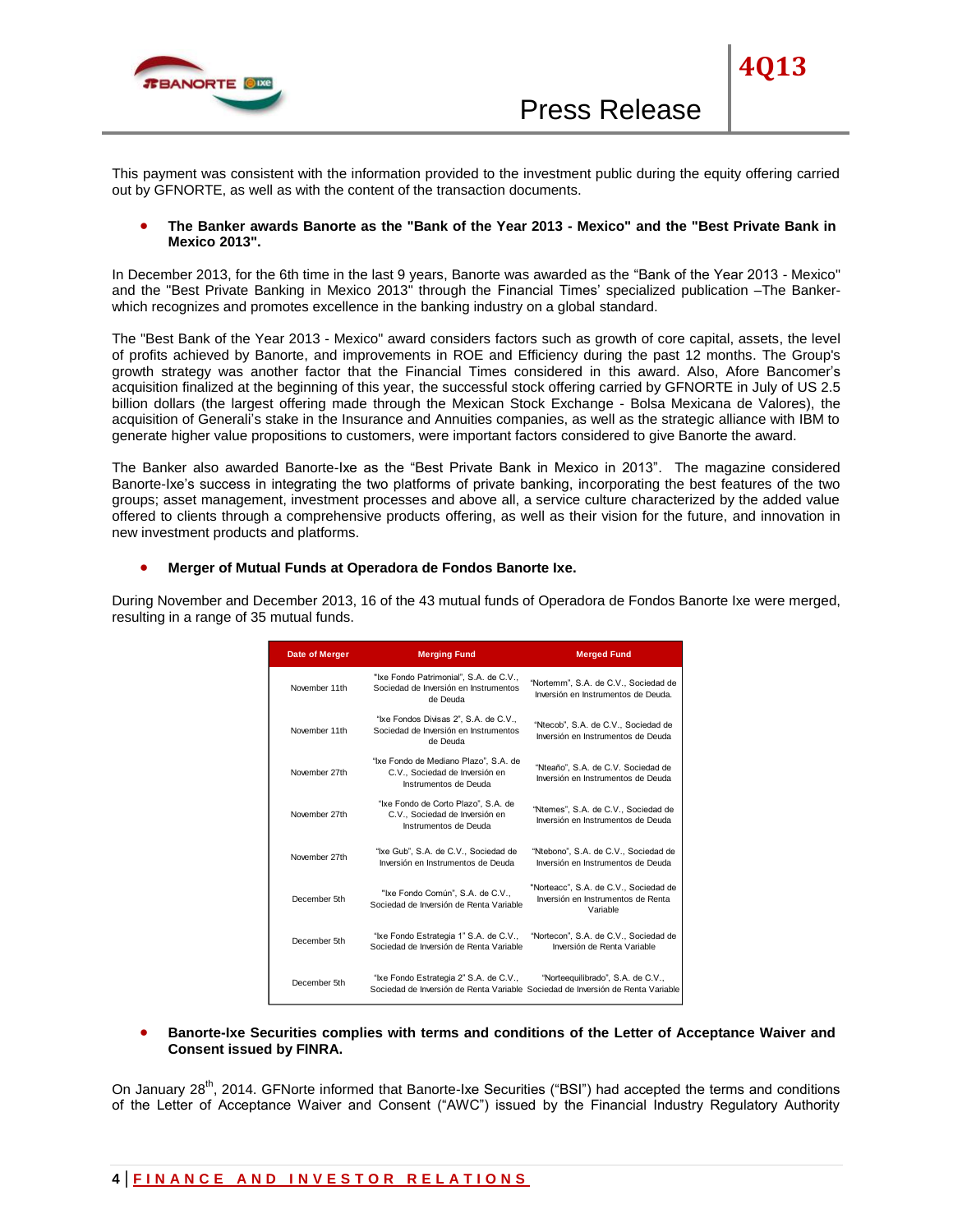This payment was consistent with the information provided to the investment public during the equity offering carried out by GFNORTE, as well as with the content of the transaction documents.

- **The Banker awards Banorte as the "Bank of the Year 2013 - Mexico" and the "Best Private Bank in Mexico 2013".**

In December 2013, for the 6th time in the last 9 years, Banorte was awarded as the “Bank of the Year 2013 - Mexico" and the "Best Private Banking in Mexico 2013" through the Financial Times’ specialized publication –The Banker- which recognizes and promotes excellence in the banking industry on a global standard.

The "Best Bank of the Year 2013 - Mexico" award considers factors such as growth of core capital, assets, the level of profits achieved by Banorte, and improvements in ROE and Efficiency during the past 12 months. The Group's growth strategy was another factor that the Financial Times considered in this award. Also, Afore Bancomer’s acquisition finalized at the beginning of this year, the successful stock offering carried by GFNORTE in July of US 2.5 billion dollars (the largest offering made through the Mexican Stock Exchange - Bolsa Mexicana de Valores), the acquisition of Generali’s stake in the Insurance and Annuities companies, as well as the strategic alliance with IBM to generate higher value propositions to customers, were important factors considered to give Banorte the award.

The Banker also awarded Banorte-Ixe as the “Best Private Bank in Mexico in 2013”. The magazine considered Banorte-Ixe’s success in integrating the two platforms of private banking, incorporating the best features of the two groups; asset management, investment processes and above all, a service culture characterized by the added value offered to clients through a comprehensive products offering, as well as their vision for the future, and innovation in new investment products and platforms.

- **Merger of Mutual Funds at Operadora de Fondos Banorte Ixe.**

During November and December 2013, 16 of the 43 mutual funds of Operadora de Fondos Banorte Ixe were merged, resulting in a range of 35 mutual funds.

| Date of Merger | Merging Fund | Merged Fund |
|---|---|---|
| November 11th | "Ixe Fondo Patrimonial", S.A. de C.V., Sociedad de Inversión en Instrumentos de Deuda | "Nortemm", S.A. de C.V., Sociedad de Inversión en Instrumentos de Deuda. |
| November 11th | “Ixe Fondos Divisas 2”, S.A. de C.V., Sociedad de Inversión en Instrumentos de Deuda | “Ntecob”, S.A. de C.V., Sociedad de Inversión en Instrumentos de Deuda |
| November 27th | “Ixe Fondo de Mediano Plazo”, S.A. de C.V., Sociedad de Inversión en Instrumentos de Deuda | “Nteaño”, S.A. de C.V. Sociedad de Inversión en Instrumentos de Deuda |
| November 27th | “Ixe Fondo de Corto Plazo”, S.A. de C.V., Sociedad de Inversión en Instrumentos de Deuda | “Ntemes”, S.A. de C.V., Sociedad de Inversión en Instrumentos de Deuda |
| November 27th | “Ixe Gub”, S.A. de C.V., Sociedad de Inversión en Instrumentos de Deuda | “Ntebono”, S.A. de C.V., Sociedad de Inversión en Instrumentos de Deuda |
| December 5th | "Ixe Fondo Común", S.A. de C.V., Sociedad de Inversión de Renta Variable | "Norteacc", S.A. de C.V., Sociedad de Inversión en Instrumentos de Renta Variable |
| December 5th | “Ixe Fondo Estrategia 1” S.A. de C.V., Sociedad de Inversión de Renta Variable | “Nortecon”, S.A. de C.V., Sociedad de Inversión de Renta Variable |
| December 5th | “Ixe Fondo Estrategia 2” S.A. de C.V., Sociedad de Inversión de Renta Variable | “Norteequilibrado”, S.A. de C.V., Sociedad de Inversión de Renta Variable |

- **Banorte-Ixe Securities complies with terms and conditions of the Letter of Acceptance Waiver and Consent issued by FINRA.**

On January 28th, 2014. GFNorte informed that Banorte-Ixe Securities (“BSI”) had accepted the terms and conditions of the Letter of Acceptance Waiver and Consent (“AWC”) issued by the Financial Industry Regulatory Authority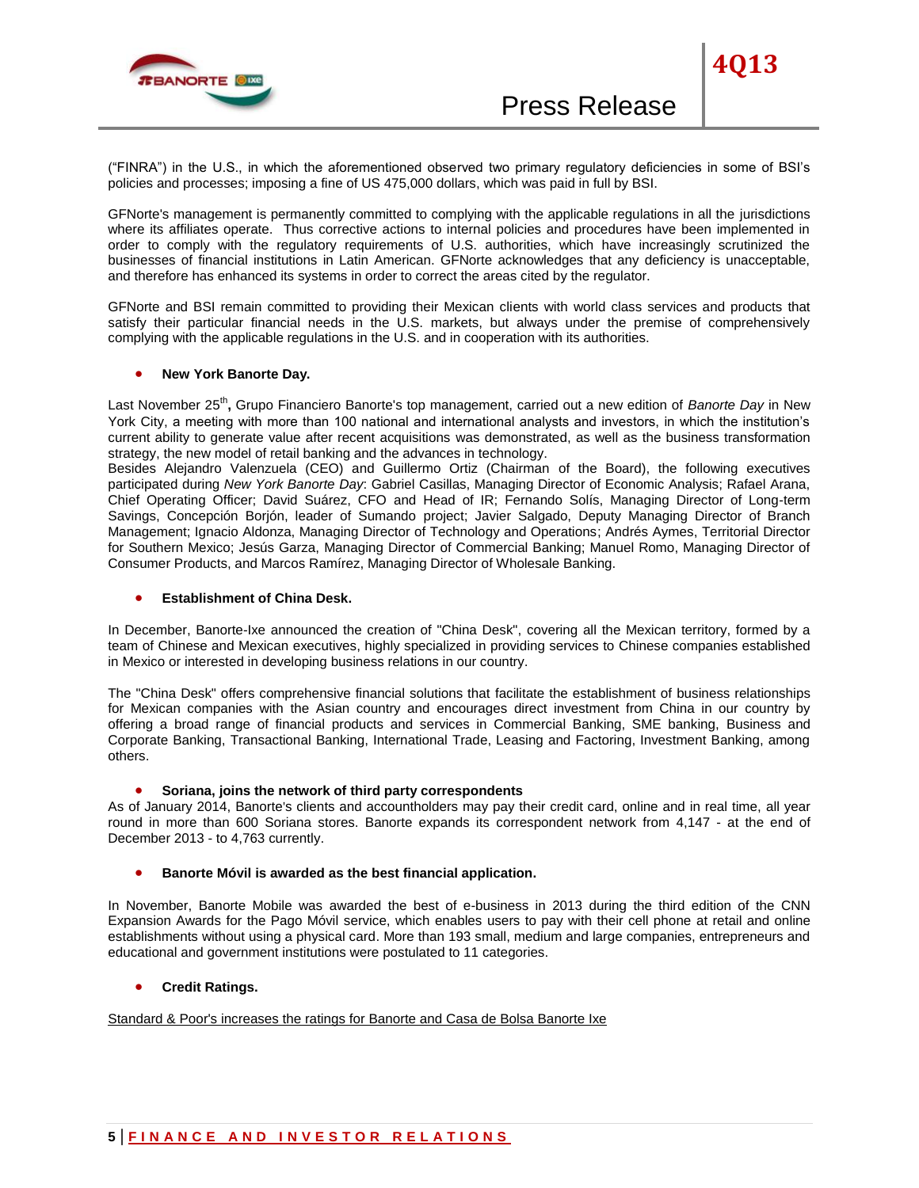("FINRA") in the U.S., in which the aforementioned observed two primary regulatory deficiencies in some of BSI's policies and processes; imposing a fine of US 475,000 dollars, which was paid in full by BSI.

GFNorte's management is permanently committed to complying with the applicable regulations in all the jurisdictions where its affiliates operate. Thus corrective actions to internal policies and procedures have been implemented in order to comply with the regulatory requirements of U.S. authorities, which have increasingly scrutinized the businesses of financial institutions in Latin American. GFNorte acknowledges that any deficiency is unacceptable, and therefore has enhanced its systems in order to correct the areas cited by the regulator.

GFNorte and BSI remain committed to providing their Mexican clients with world class services and products that satisfy their particular financial needs in the U.S. markets, but always under the premise of comprehensively complying with the applicable regulations in the U.S. and in cooperation with its authorities.

- **New York Banorte Day.**

Last November 25th**,** Grupo Financiero Banorte's top management, carried out a new edition of *Banorte Day* in New York City, a meeting with more than 100 national and international analysts and investors, in which the institution's current ability to generate value after recent acquisitions was demonstrated, as well as the business transformation strategy, the new model of retail banking and the advances in technology.
Besides Alejandro Valenzuela (CEO) and Guillermo Ortiz (Chairman of the Board), the following executives participated during *New York Banorte Day*: Gabriel Casillas, Managing Director of Economic Analysis; Rafael Arana, Chief Operating Officer; David Suárez, CFO and Head of IR; Fernando Solís, Managing Director of Long-term Savings, Concepción Borjón, leader of Sumando project; Javier Salgado, Deputy Managing Director of Branch Management; Ignacio Aldonza, Managing Director of Technology and Operations; Andrés Aymes, Territorial Director for Southern Mexico; Jesús Garza, Managing Director of Commercial Banking; Manuel Romo, Managing Director of Consumer Products, and Marcos Ramírez, Managing Director of Wholesale Banking.

- **Establishment of China Desk.**

In December, Banorte-Ixe announced the creation of "China Desk", covering all the Mexican territory, formed by a team of Chinese and Mexican executives, highly specialized in providing services to Chinese companies established in Mexico or interested in developing business relations in our country.

The "China Desk" offers comprehensive financial solutions that facilitate the establishment of business relationships for Mexican companies with the Asian country and encourages direct investment from China in our country by offering a broad range of financial products and services in Commercial Banking, SME banking, Business and Corporate Banking, Transactional Banking, International Trade, Leasing and Factoring, Investment Banking, among others.

- **Soriana, joins the network of third party correspondents**

As of January 2014, Banorte's clients and accountholders may pay their credit card, online and in real time, all year round in more than 600 Soriana stores. Banorte expands its correspondent network from 4,147 - at the end of December 2013 - to 4,763 currently.

- **Banorte Móvil is awarded as the best financial application.**

In November, Banorte Mobile was awarded the best of e-business in 2013 during the third edition of the CNN Expansion Awards for the Pago Móvil service, which enables users to pay with their cell phone at retail and online establishments without using a physical card. More than 193 small, medium and large companies, entrepreneurs and educational and government institutions were postulated to 11 categories.

- **Credit Ratings.**

Standard & Poor's increases the ratings for Banorte and Casa de Bolsa Banorte Ixe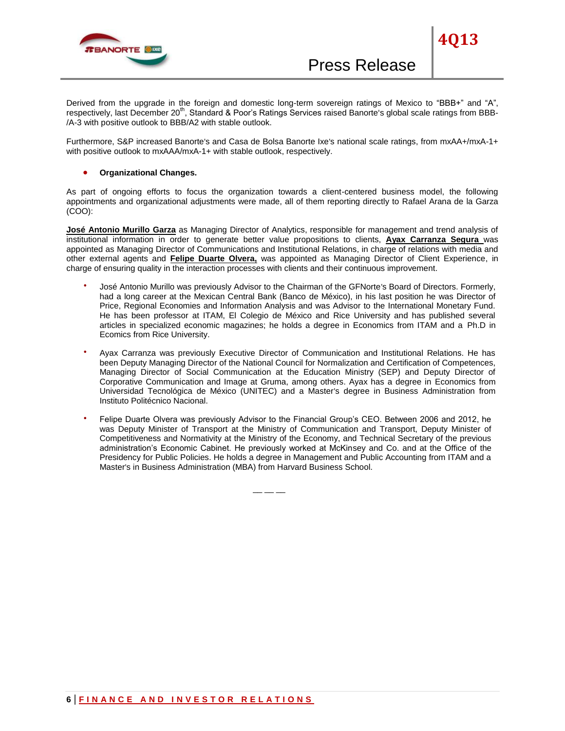Derived from the upgrade in the foreign and domestic long-term sovereign ratings of Mexico to "BBB+" and "A", respectively, last December 20th, Standard & Poor's Ratings Services raised Banorte's global scale ratings from BBB-/A-3 with positive outlook to BBB/A2 with stable outlook.

Furthermore, S&P increased Banorte's and Casa de Bolsa Banorte Ixe's national scale ratings, from mxAA+/mxA-1+ with positive outlook to mxAAA/mxA-1+ with stable outlook, respectively.

- **Organizational Changes.**

As part of ongoing efforts to focus the organization towards a client-centered business model, the following appointments and organizational adjustments were made, all of them reporting directly to Rafael Arana de la Garza (COO):

**José Antonio Murillo Garza** as Managing Director of Analytics, responsible for management and trend analysis of institutional information in order to generate better value propositions to clients, **Ayax Carranza Segura** was appointed as Managing Director of Communications and Institutional Relations, in charge of relations with media and other external agents and **Felipe Duarte Olvera,** was appointed as Managing Director of Client Experience, in charge of ensuring quality in the interaction processes with clients and their continuous improvement.

- José Antonio Murillo was previously Advisor to the Chairman of the GFNorte's Board of Directors. Formerly, had a long career at the Mexican Central Bank (Banco de México), in his last position he was Director of Price, Regional Economies and Information Analysis and was Advisor to the International Monetary Fund. He has been professor at ITAM, El Colegio de México and Rice University and has published several articles in specialized economic magazines; he holds a degree in Economics from ITAM and a Ph.D in Ecomics from Rice University.

- Ayax Carranza was previously Executive Director of Communication and Institutional Relations. He has been Deputy Managing Director of the National Council for Normalization and Certification of Competences, Managing Director of Social Communication at the Education Ministry (SEP) and Deputy Director of Corporative Communication and Image at Gruma, among others. Ayax has a degree in Economics from Universidad Tecnológica de México (UNITEC) and a Master's degree in Business Administration from Instituto Politécnico Nacional.

- Felipe Duarte Olvera was previously Advisor to the Financial Group's CEO. Between 2006 and 2012, he was Deputy Minister of Transport at the Ministry of Communication and Transport, Deputy Minister of Competitiveness and Normativity at the Ministry of the Economy, and Technical Secretary of the previous administration's Economic Cabinet. He previously worked at McKinsey and Co. and at the Office of the Presidency for Public Policies. He holds a degree in Management and Public Accounting from ITAM and a Master's in Business Administration (MBA) from Harvard Business School.

— — —